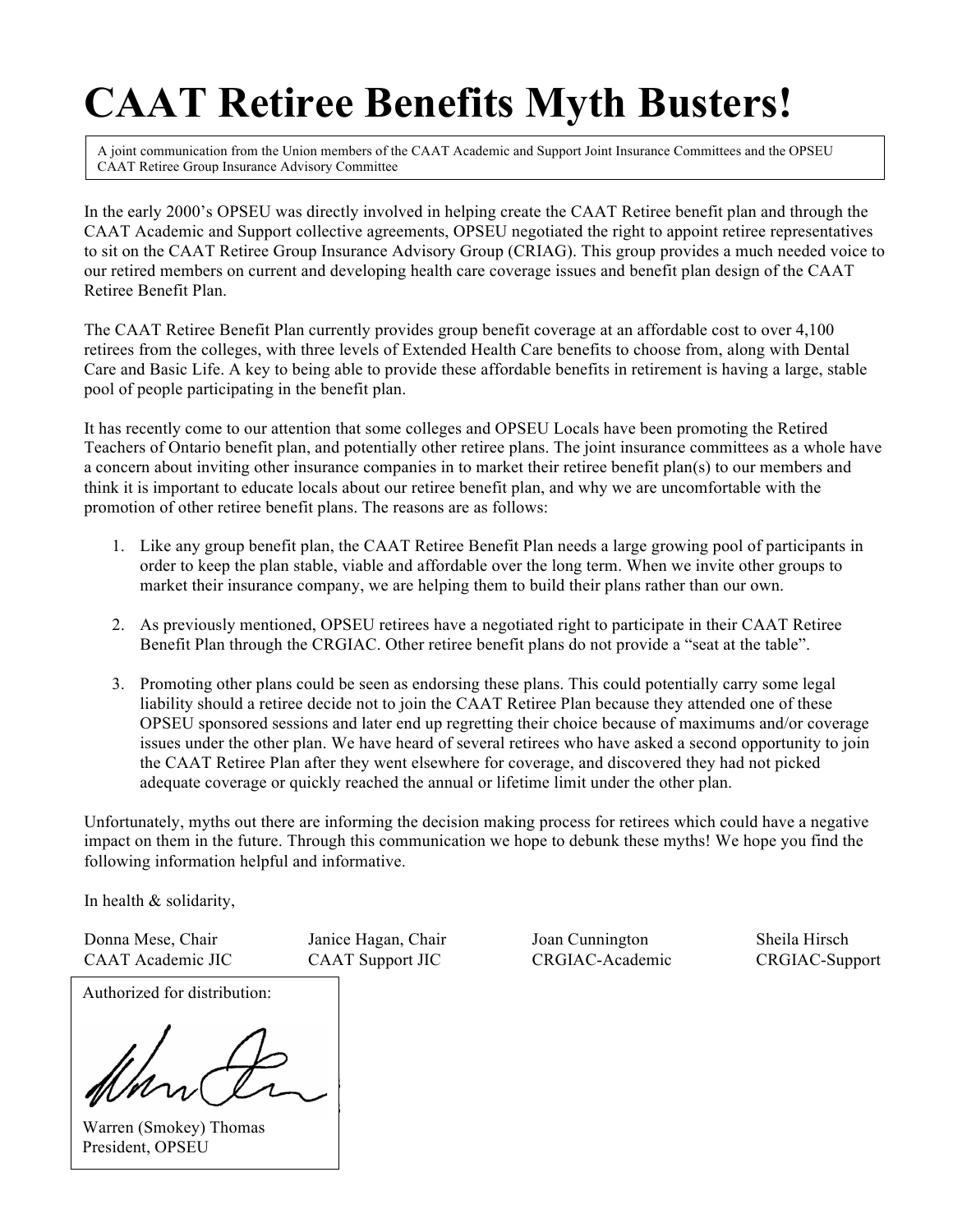# CAAT Retiree Benefits Myth Busters!

A joint communication from the Union members of the CAAT Academic and Support Joint Insurance Committees and the OPSEU CAAT Retiree Group Insurance Advisory Committee

In the early 2000's OPSEU was directly involved in helping create the CAAT Retiree benefit plan and through the CAAT Academic and Support collective agreements, OPSEU negotiated the right to appoint retiree representatives to sit on the CAAT Retiree Group Insurance Advisory Group (CRIAG). This group provides a much needed voice to our retired members on current and developing health care coverage issues and benefit plan design of the CAAT Retiree Benefit Plan.

The CAAT Retiree Benefit Plan currently provides group benefit coverage at an affordable cost to over 4,100 retirees from the colleges, with three levels of Extended Health Care benefits to choose from, along with Dental Care and Basic Life. A key to being able to provide these affordable benefits in retirement is having a large, stable pool of people participating in the benefit plan.

It has recently come to our attention that some colleges and OPSEU Locals have been promoting the Retired Teachers of Ontario benefit plan, and potentially other retiree plans. The joint insurance committees as a whole have a concern about inviting other insurance companies in to market their retiree benefit plan(s) to our members and think it is important to educate locals about our retiree benefit plan, and why we are uncomfortable with the promotion of other retiree benefit plans. The reasons are as follows:

1. Like any group benefit plan, the CAAT Retiree Benefit Plan needs a large growing pool of participants in order to keep the plan stable, viable and affordable over the long term. When we invite other groups to market their insurance company, we are helping them to build their plans rather than our own.
2. As previously mentioned, OPSEU retirees have a negotiated right to participate in their CAAT Retiree Benefit Plan through the CRGIAC. Other retiree benefit plans do not provide a "seat at the table".
3. Promoting other plans could be seen as endorsing these plans. This could potentially carry some legal liability should a retiree decide not to join the CAAT Retiree Plan because they attended one of these OPSEU sponsored sessions and later end up regretting their choice because of maximums and/or coverage issues under the other plan. We have heard of several retirees who have asked a second opportunity to join the CAAT Retiree Plan after they went elsewhere for coverage, and discovered they had not picked adequate coverage or quickly reached the annual or lifetime limit under the other plan.

Unfortunately, myths out there are informing the decision making process for retirees which could have a negative impact on them in the future. Through this communication we hope to debunk these myths! We hope you find the following information helpful and informative.

In health & solidarity,

Donna Mese, Chair
CAAT Academic JIC

Janice Hagan, Chair
CAAT Support JIC

Joan Cunnington
CRGIAC-Academic

Sheila Hirsch
CRGIAC-Support

Authorized for distribution:

Warren (Smokey) Thomas
President, OPSEU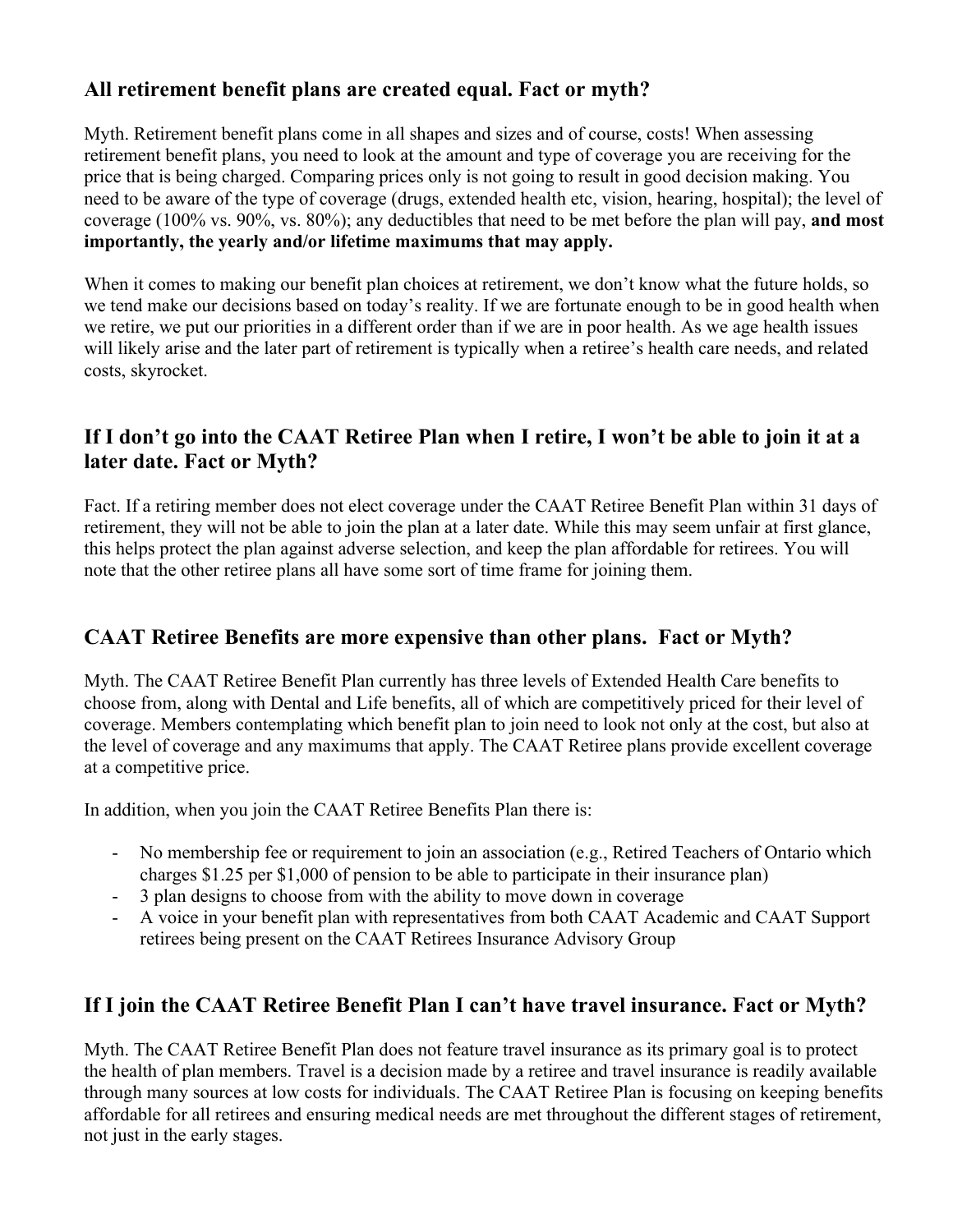### All retirement benefit plans are created equal. Fact or myth?

Myth. Retirement benefit plans come in all shapes and sizes and of course, costs! When assessing retirement benefit plans, you need to look at the amount and type of coverage you are receiving for the price that is being charged. Comparing prices only is not going to result in good decision making. You need to be aware of the type of coverage (drugs, extended health etc, vision, hearing, hospital); the level of coverage (100% vs. 90%, vs. 80%); any deductibles that need to be met before the plan will pay, **and most importantly, the yearly and/or lifetime maximums that may apply.**

When it comes to making our benefit plan choices at retirement, we don't know what the future holds, so we tend make our decisions based on today's reality. If we are fortunate enough to be in good health when we retire, we put our priorities in a different order than if we are in poor health. As we age health issues will likely arise and the later part of retirement is typically when a retiree's health care needs, and related costs, skyrocket.

### If I don't go into the CAAT Retiree Plan when I retire, I won't be able to join it at a later date. Fact or Myth?

Fact. If a retiring member does not elect coverage under the CAAT Retiree Benefit Plan within 31 days of retirement, they will not be able to join the plan at a later date. While this may seem unfair at first glance, this helps protect the plan against adverse selection, and keep the plan affordable for retirees. You will note that the other retiree plans all have some sort of time frame for joining them.

### CAAT Retiree Benefits are more expensive than other plans. Fact or Myth?

Myth. The CAAT Retiree Benefit Plan currently has three levels of Extended Health Care benefits to choose from, along with Dental and Life benefits, all of which are competitively priced for their level of coverage. Members contemplating which benefit plan to join need to look not only at the cost, but also at the level of coverage and any maximums that apply. The CAAT Retiree plans provide excellent coverage at a competitive price.

In addition, when you join the CAAT Retiree Benefits Plan there is:

- No membership fee or requirement to join an association (e.g., Retired Teachers of Ontario which charges $1.25 per $1,000 of pension to be able to participate in their insurance plan)
- 3 plan designs to choose from with the ability to move down in coverage
- A voice in your benefit plan with representatives from both CAAT Academic and CAAT Support retirees being present on the CAAT Retirees Insurance Advisory Group

### If I join the CAAT Retiree Benefit Plan I can't have travel insurance. Fact or Myth?

Myth. The CAAT Retiree Benefit Plan does not feature travel insurance as its primary goal is to protect the health of plan members. Travel is a decision made by a retiree and travel insurance is readily available through many sources at low costs for individuals. The CAAT Retiree Plan is focusing on keeping benefits affordable for all retirees and ensuring medical needs are met throughout the different stages of retirement, not just in the early stages.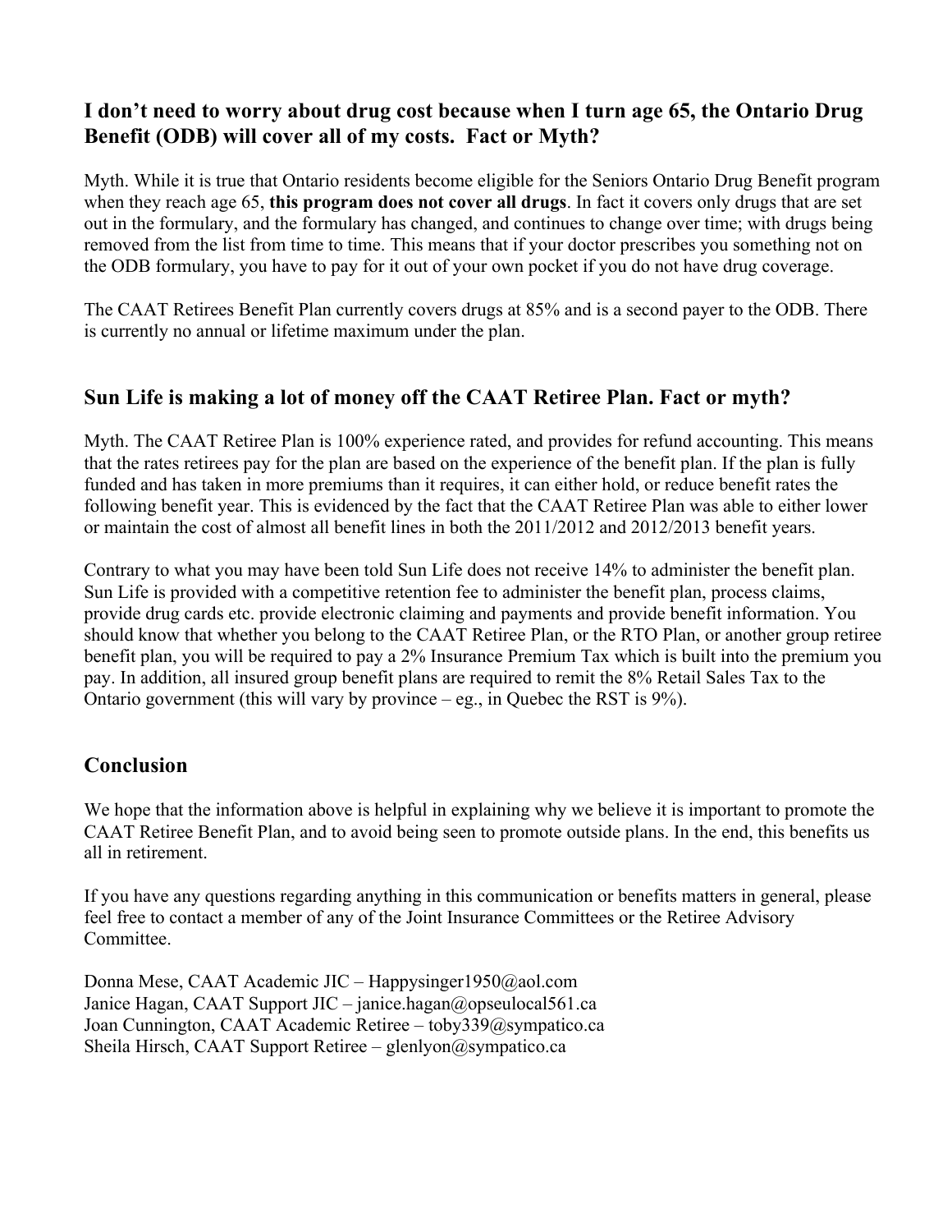## I don't need to worry about drug cost because when I turn age 65, the Ontario Drug Benefit (ODB) will cover all of my costs. Fact or Myth?

Myth. While it is true that Ontario residents become eligible for the Seniors Ontario Drug Benefit program when they reach age 65, **this program does not cover all drugs**. In fact it covers only drugs that are set out in the formulary, and the formulary has changed, and continues to change over time; with drugs being removed from the list from time to time. This means that if your doctor prescribes you something not on the ODB formulary, you have to pay for it out of your own pocket if you do not have drug coverage.

The CAAT Retirees Benefit Plan currently covers drugs at 85% and is a second payer to the ODB. There is currently no annual or lifetime maximum under the plan.

## Sun Life is making a lot of money off the CAAT Retiree Plan. Fact or myth?

Myth. The CAAT Retiree Plan is 100% experience rated, and provides for refund accounting. This means that the rates retirees pay for the plan are based on the experience of the benefit plan. If the plan is fully funded and has taken in more premiums than it requires, it can either hold, or reduce benefit rates the following benefit year. This is evidenced by the fact that the CAAT Retiree Plan was able to either lower or maintain the cost of almost all benefit lines in both the 2011/2012 and 2012/2013 benefit years.

Contrary to what you may have been told Sun Life does not receive 14% to administer the benefit plan. Sun Life is provided with a competitive retention fee to administer the benefit plan, process claims, provide drug cards etc. provide electronic claiming and payments and provide benefit information. You should know that whether you belong to the CAAT Retiree Plan, or the RTO Plan, or another group retiree benefit plan, you will be required to pay a 2% Insurance Premium Tax which is built into the premium you pay. In addition, all insured group benefit plans are required to remit the 8% Retail Sales Tax to the Ontario government (this will vary by province – eg., in Quebec the RST is 9%).

## Conclusion

We hope that the information above is helpful in explaining why we believe it is important to promote the CAAT Retiree Benefit Plan, and to avoid being seen to promote outside plans. In the end, this benefits us all in retirement.

If you have any questions regarding anything in this communication or benefits matters in general, please feel free to contact a member of any of the Joint Insurance Committees or the Retiree Advisory Committee.

Donna Mese, CAAT Academic JIC – Happysinger1950@aol.com
Janice Hagan, CAAT Support JIC – janice.hagan@opseulocal561.ca
Joan Cunnington, CAAT Academic Retiree – toby339@sympatico.ca
Sheila Hirsch, CAAT Support Retiree – glenlyon@sympatico.ca